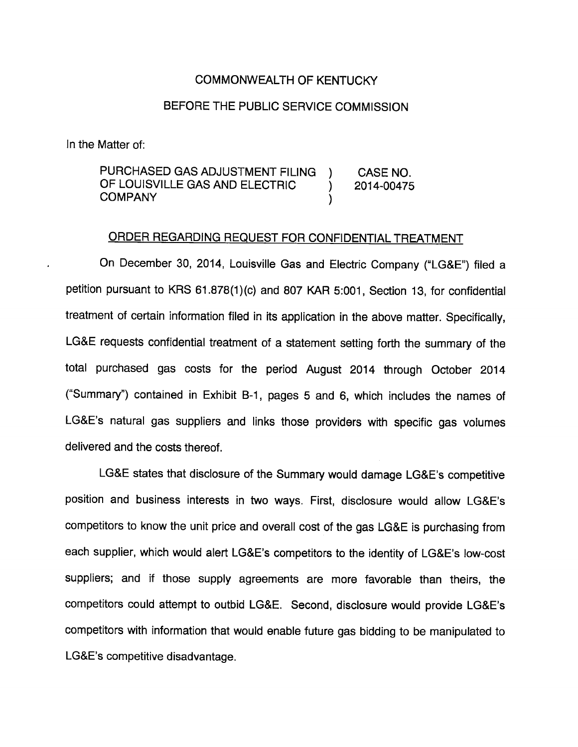COMMONWEALTH OF KENTUCKY

BEFORE THE PUBLIC SERVICE COMMISSION

In the Matter of:

| | | |
|---|---|---|
| PURCHASED GAS ADJUSTMENT FILING OF LOUISVILLE GAS AND ELECTRIC COMPANY | ) ) ) | CASE NO. 2014-00475 |

ORDER REGARDING REQUEST FOR CONFIDENTIAL TREATMENT

On December 30, 2014, Louisville Gas and Electric Company ("LG&E") filed a petition pursuant to KRS 61.878(1)(c) and 807 KAR 5:001, Section 13, for confidential treatment of certain information filed in its application in the above matter. Specifically, LG&E requests confidential treatment of a statement setting forth the summary of the total purchased gas costs for the period August 2014 through October 2014 ("Summary") contained in Exhibit B-1, pages 5 and 6, which includes the names of LG&E's natural gas suppliers and links those providers with specific gas volumes delivered and the costs thereof.

LG&E states that disclosure of the Summary would damage LG&E's competitive position and business interests in two ways. First, disclosure would allow LG&E's competitors to know the unit price and overall cost of the gas LG&E is purchasing from each supplier, which would alert LG&E's competitors to the identity of LG&E's low-cost suppliers; and if those supply agreements are more favorable than theirs, the competitors could attempt to outbid LG&E. Second, disclosure would provide LG&E's competitors with information that would enable future gas bidding to be manipulated to LG&E's competitive disadvantage.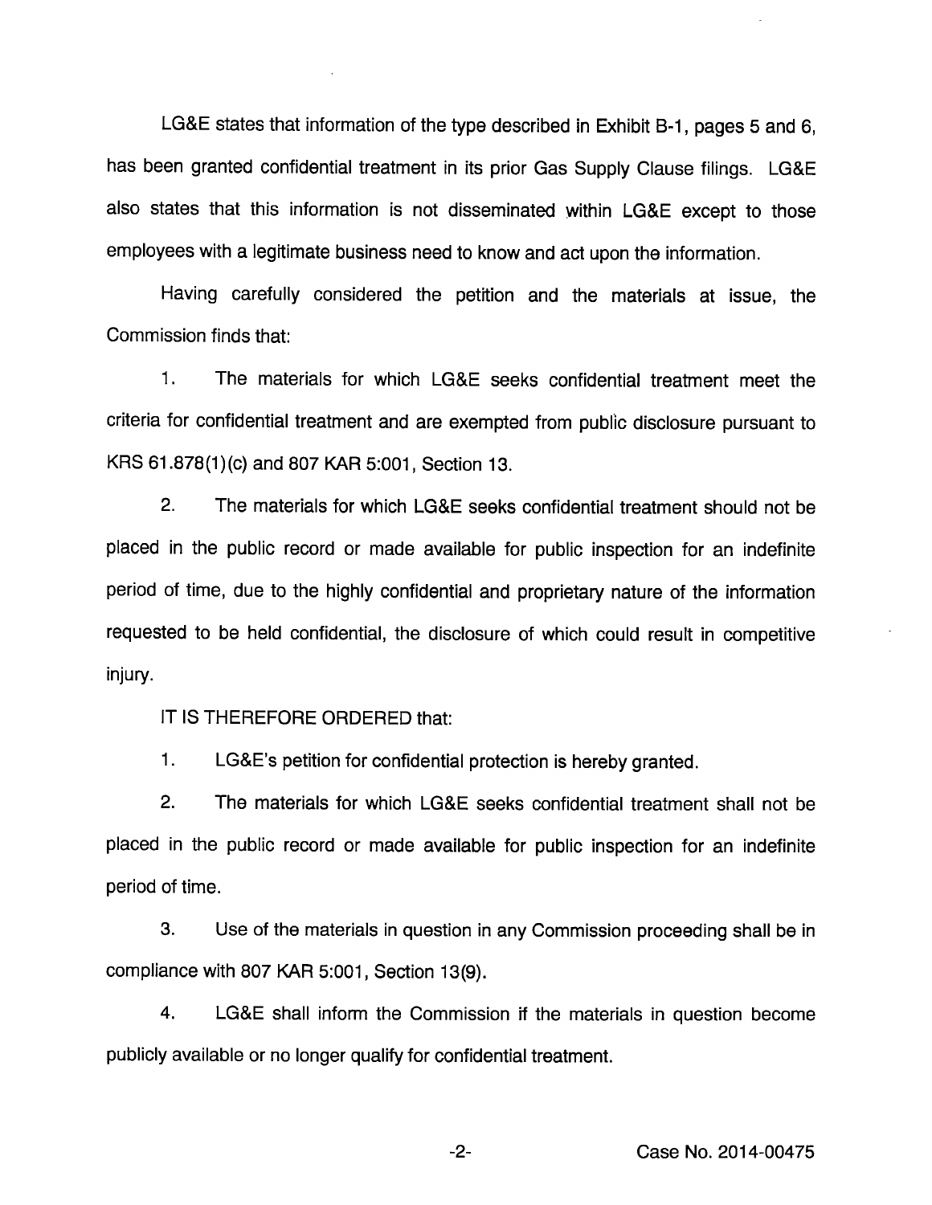LG&E states that information of the type described in Exhibit B-1, pages 5 and 6, has been granted confidential treatment in its prior Gas Supply Clause filings. LG&E also states that this information is not disseminated within LG&E except to those employees with a legitimate business need to know and act upon the information.

Having carefully considered the petition and the materials at issue, the Commission finds that:

1. The materials for which LG&E seeks confidential treatment meet the criteria for confidential treatment and are exempted from public disclosure pursuant to KRS 61.878(1)(c) and 807 KAR 5:001, Section 13.

2. The materials for which LG&E seeks confidential treatment should not be placed in the public record or made available for public inspection for an indefinite period of time, due to the highly confidential and proprietary nature of the information requested to be held confidential, the disclosure of which could result in competitive injury.

IT IS THEREFORE ORDERED that:

1. LG&E's petition for confidential protection is hereby granted.

2. The materials for which LG&E seeks confidential treatment shall not be placed in the public record or made available for public inspection for an indefinite period of time.

3. Use of the materials in question in any Commission proceeding shall be in compliance with 807 KAR 5:001, Section 13(9).

4. LG&E shall inform the Commission if the materials in question become publicly available or no longer qualify for confidential treatment.

Case No. 2014-00475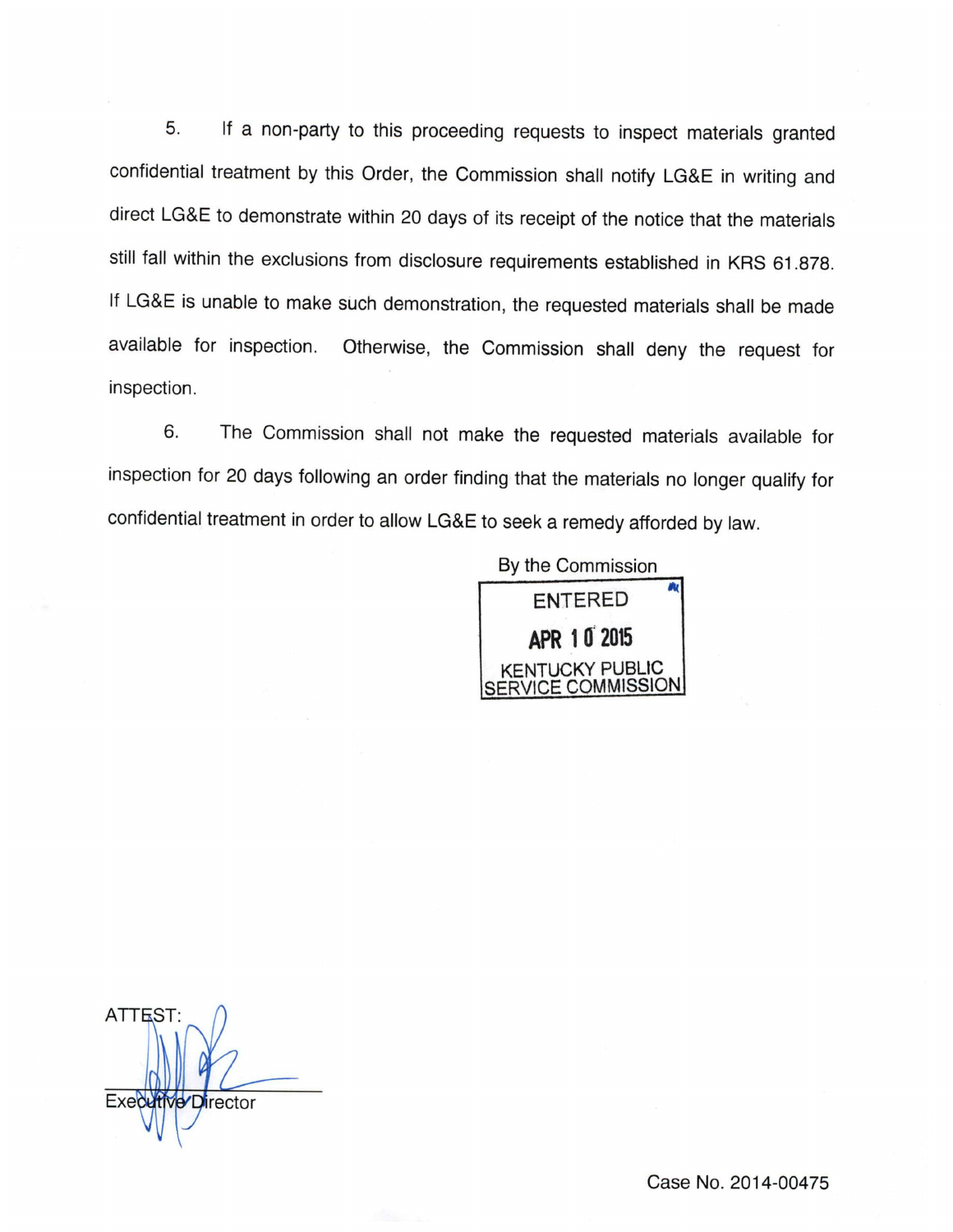5. If a non-party to this proceeding requests to inspect materials granted confidential treatment by this Order, the Commission shall notify LG&E in writing and direct LG&E to demonstrate within 20 days of its receipt of the notice that the materials still fall within the exclusions from disclosure requirements established in KRS 61.878. If LG&E is unable to make such demonstration, the requested materials shall be made available for inspection. Otherwise, the Commission shall deny the request for inspection.

6. The Commission shall not make the requested materials available for inspection for 20 days following an order finding that the materials no longer qualify for confidential treatment in order to allow LG&E to seek a remedy afforded by law.

By the Commission

ENTERED

APR 10 2015

KENTUCKY PUBLIC SERVICE COMMISSION

ATTEST:

Executive Director

Case No. 2014-00475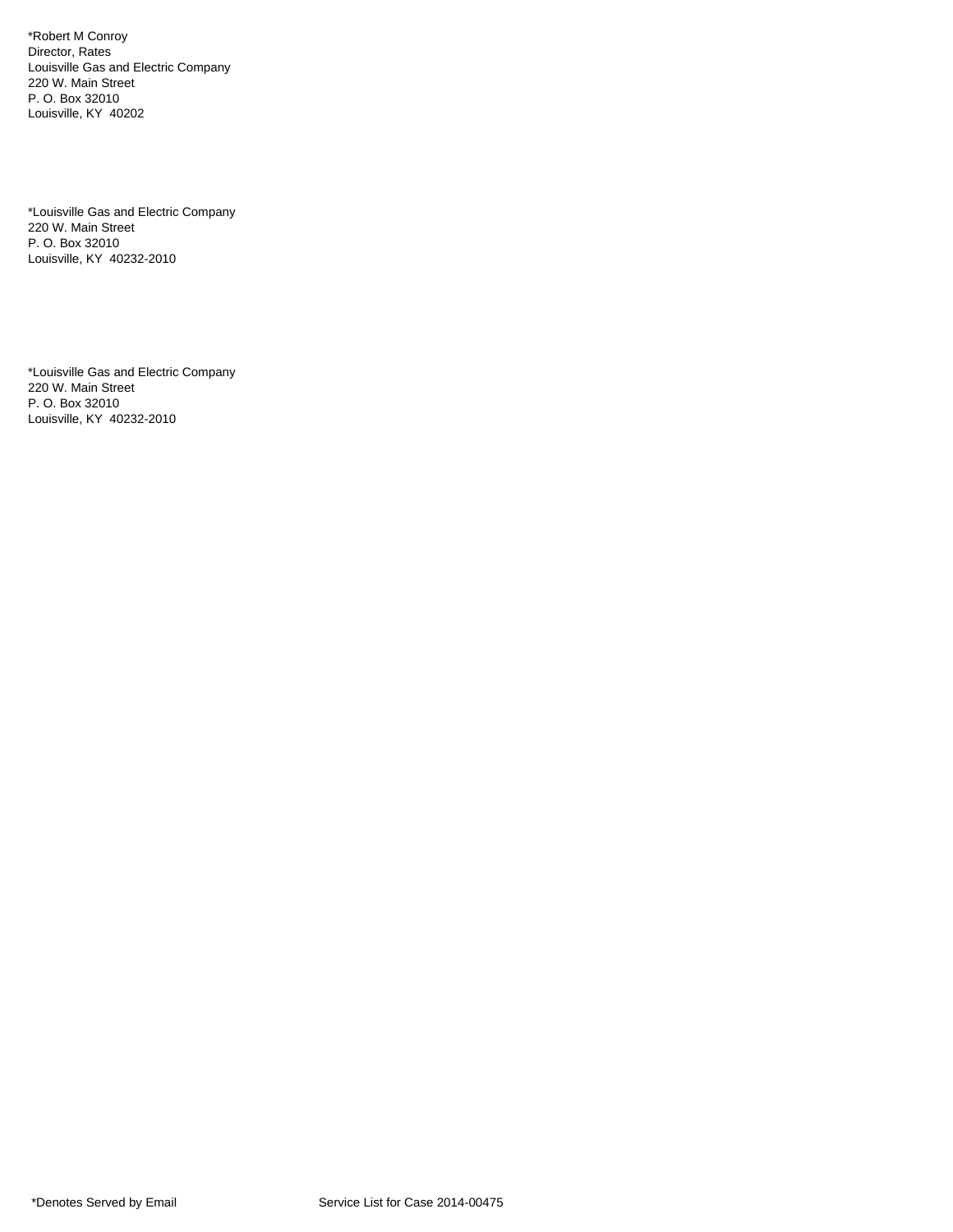*Robert M Conroy
Director, Rates
Louisville Gas and Electric Company
220 W. Main Street
P. O. Box 32010
Louisville, KY  40202

*Louisville Gas and Electric Company
220 W. Main Street
P. O. Box 32010
Louisville, KY  40232-2010

*Louisville Gas and Electric Company
220 W. Main Street
P. O. Box 32010
Louisville, KY  40232-2010

*Denotes Served by Email

Service List for Case 2014-00475